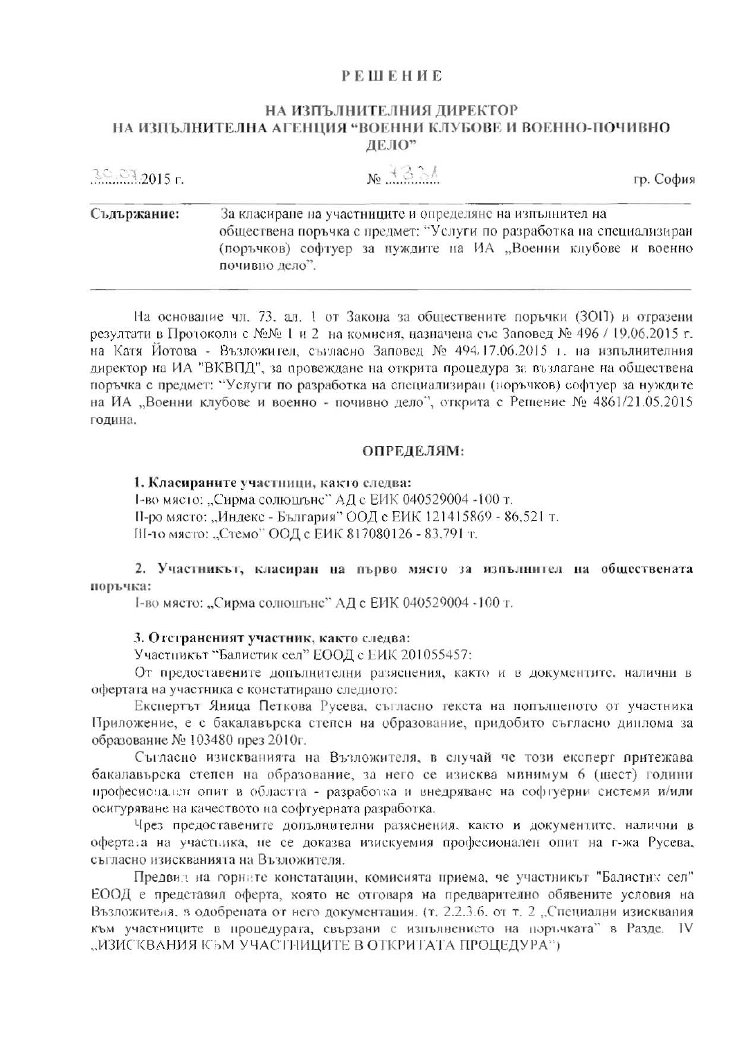# РЕШЕНИЕ

## НА ИЗПЪЛНИТЕЛНИЯ ДИРЕКТОР НА ИЗПЪЛНИТЕЛНА АГЕНЦИЯ "ВОЕННИ КЛУБОВЕ И ВОЕННО-ПОЧИВНО ДЕЛО"

30.09.2015 г. № 1331 гр. София

**Съдържание:** За класиране на участниците и определяне на изпълнител на обществена поръчка с предмет: "Услуги по разработка на специализиран (поръчков) софтуер за нуждите на ИА „Военни клубове и военно почивно дело".

На основание чл. 73, ал. 1 от Закона за обществените поръчки (ЗОП) и отразени резултати в Протоколи с №№ 1 и 2 на комисия, назначена със Заповед № 496 / 19.06.2015 г. на Катя Йотова - Възложител, съгласно Заповед № 494/17.06.2015 г. на изпълнителния директор на ИА "ВКВПД", за провеждане на открита процедура за възлагане на обществена поръчка с предмет: "Услуги по разработка на специализиран (поръчков) софтуер за нуждите на ИА „Военни клубове и военно - почивно дело", открита с Решение № 4861/21.05.2015 година.

### ОПРЕДЕЛЯМ:

**1. Класираните участници, както следва:**

I-во място: „Сирма солюшънс" АД с ЕИК 040529004 -100 т.

II-ро място: „Индекс - България" ООД с ЕИК 121415869 - 86,521 т.

III-то място: „Стемо" ООД с ЕИК 817080126 - 83,791 т.

**2. Участникът, класиран на първо място за изпълнител на обществената поръчка:**

I-во място: „Сирма солюшънс" АД с ЕИК 040529004 -100 т.

**3. Отстраненият участник, както следва:**

Участникът "Балистик сел" ЕООД с ЕИК 201055457:

От предоставените допълнителни разяснения, както и в документите, налични в офертата на участника е констатирано следното:

Експертът Яница Петкова Русева, съгласно текста на попълненото от участника Приложение, е с бакалавърска степен на образование, придобито съгласно диплома за образование № 103480 през 2010г.

Съгласно изискванията на Възложителя, в случай че този експерт притежава бакалавърска степен на образование, за него се изисква минимум 6 (шест) години професионален опит в областта - разработка и внедряване на софтуерни системи и/или осигуряване на качеството на софтуерната разработка.

Чрез предоставените допълнителни разяснения, както и документите, налични в офертата на участника, не се доказва изискуемия професионален опит на г-жа Русева, съгласно изискванията на Възложителя.

Предвид на горните констатации, комисията приема, че участникът "Балистик сел" ЕООД е представил оферта, която не отговаря на предварително обявените условия на Възложителя, в одобрената от него документация. (т. 2.2.3.6. от т. 2 „Специални изисквания към участниците в процедурата, свързани с изпълнението на поръчката" в Раздел IV „ИЗИСКВАНИЯ КЪМ УЧАСТНИЦИТЕ В ОТКРИТАТА ПРОЦЕДУРА")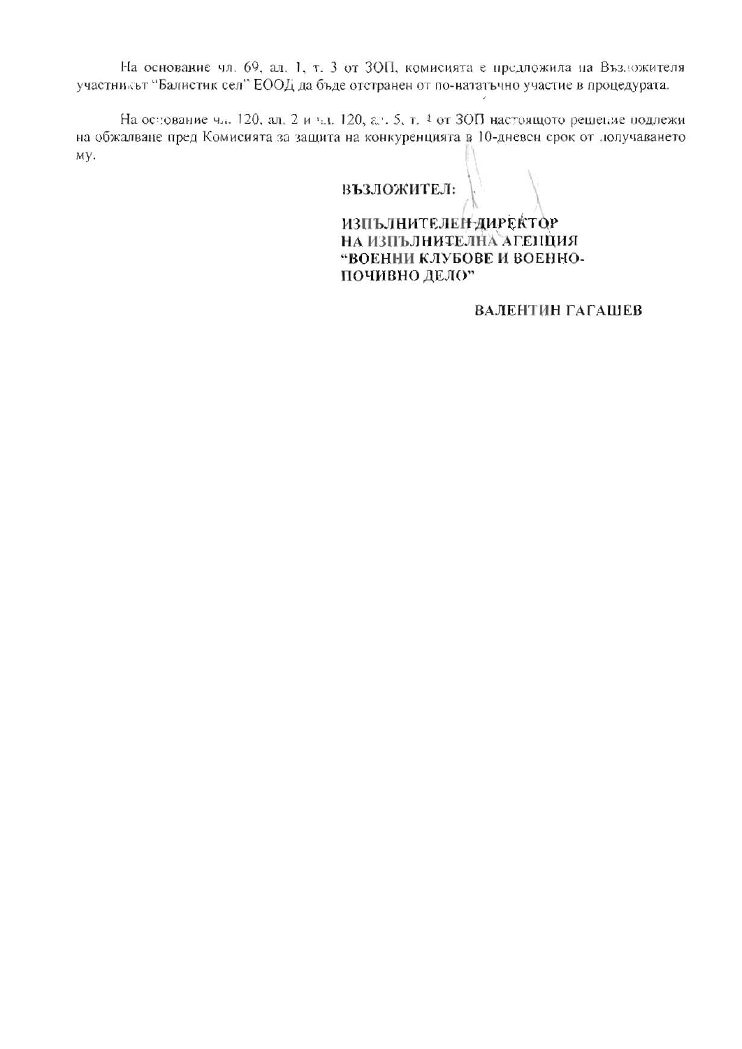На основание чл. 69, ал. 1, т. 3 от ЗОП, комисията е предложила на Възложителя участникът "Балистик сел" ЕООД да бъде отстранен от по-нататъчно участие в процедурата.

На основание чл. 120, ал. 2 и чл. 120, ал. 5, т. 4 от ЗОП настоящото решение подлежи на обжалване пред Комисията за защита на конкуренцията в 10-дневен срок от получаването му.

**ВЪЗЛОЖИТЕЛ:**

**ИЗПЪЛНИТЕЛЕН ДИРЕКТОР НА ИЗПЪЛНИТЕЛНА АГЕНЦИЯ "ВОЕННИ КЛУБОВЕ И ВОЕННО-ПОЧИВНО ДЕЛО"**

**ВАЛЕНТИН ГАГАШЕВ**